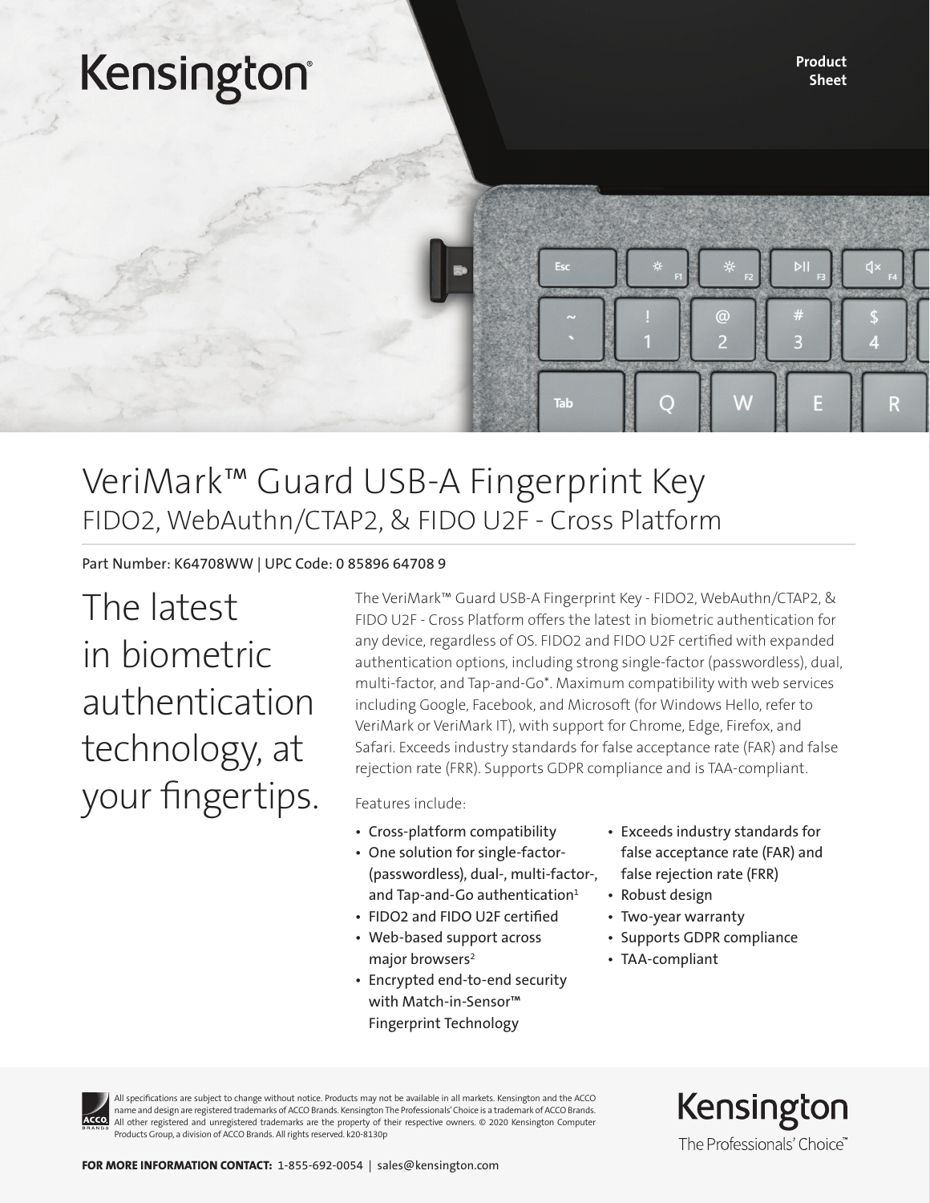Kensington

Product Sheet

# VeriMark™ Guard USB-A Fingerprint Key

## FIDO2, WebAuthn/CTAP2, & FIDO U2F - Cross Platform

Part Number: K64708WW | UPC Code: 0 85896 64708 9

## The latest in biometric authentication technology, at your fingertips.

The VeriMark™ Guard USB-A Fingerprint Key - FIDO2, WebAuthn/CTAP2, & FIDO U2F - Cross Platform offers the latest in biometric authentication for any device, regardless of OS. FIDO2 and FIDO U2F certified with expanded authentication options, including strong single-factor (passwordless), dual, multi-factor, and Tap-and-Go*. Maximum compatibility with web services including Google, Facebook, and Microsoft (for Windows Hello, refer to VeriMark or VeriMark IT), with support for Chrome, Edge, Firefox, and Safari. Exceeds industry standards for false acceptance rate (FAR) and false rejection rate (FRR). Supports GDPR compliance and is TAA-compliant.

Features include:

- Cross-platform compatibility
- One solution for single-factor- (passwordless), dual-, multi-factor-, and Tap-and-Go authentication[1]
- FIDO2 and FIDO U2F certified
- Web-based support across major browsers[2]
- Encrypted end-to-end security with Match-in-Sensor™ Fingerprint Technology
- Exceeds industry standards for false acceptance rate (FAR) and false rejection rate (FRR)
- Robust design
- Two-year warranty
- Supports GDPR compliance
- TAA-compliant

All specifications are subject to change without notice. Products may not be available in all markets. Kensington and the ACCO name and design are registered trademarks of ACCO Brands. Kensington The Professionals' Choice is a trademark of ACCO Brands. All other registered and unregistered trademarks are the property of their respective owners. © 2020 Kensington Computer Products Group, a division of ACCO Brands. All rights reserved. k20-8130p

Kensington
The Professionals' Choice™

**FOR MORE INFORMATION CONTACT:** 1-855-692-0054 | sales@kensington.com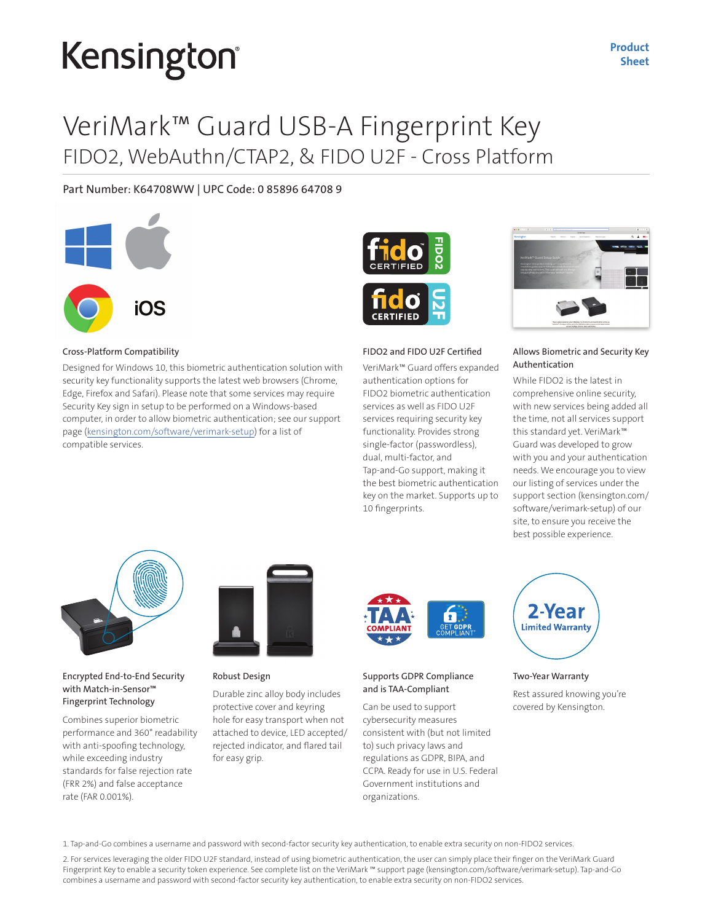Kensington

Product Sheet

# VeriMark™ Guard USB-A Fingerprint Key

## FIDO2, WebAuthn/CTAP2, & FIDO U2F - Cross Platform

Part Number: K64708WW | UPC Code: 0 85896 64708 9

### Cross-Platform Compatibility

Designed for Windows 10, this biometric authentication solution with security key functionality supports the latest web browsers (Chrome, Edge, Firefox and Safari). Please note that some services may require Security Key sign in setup to be performed on a Windows-based computer, in order to allow biometric authentication; see our support page (kensington.com/software/verimark-setup) for a list of compatible services.

### FIDO2 and FIDO U2F Certified

VeriMark™ Guard offers expanded authentication options for FIDO2 biometric authentication services as well as FIDO U2F services requiring security key functionality. Provides strong single-factor (passwordless), dual, multi-factor, and Tap-and-Go support, making it the best biometric authentication key on the market. Supports up to 10 fingerprints.

### Allows Biometric and Security Key Authentication

While FIDO2 is the latest in comprehensive online security, with new services being added all the time, not all services support this standard yet. VeriMark™ Guard was developed to grow with you and your authentication needs. We encourage you to view our listing of services under the support section (kensington.com/software/verimark-setup) of our site, to ensure you receive the best possible experience.

### Encrypted End-to-End Security with Match-in-Sensor™ Fingerprint Technology

Combines superior biometric performance and 360° readability with anti-spoofing technology, while exceeding industry standards for false rejection rate (FRR 2%) and false acceptance rate (FAR 0.001%).

### Robust Design

Durable zinc alloy body includes protective cover and keyring hole for easy transport when not attached to device, LED accepted/rejected indicator, and flared tail for easy grip.

### Supports GDPR Compliance and is TAA-Compliant

Can be used to support cybersecurity measures consistent with (but not limited to) such privacy laws and regulations as GDPR, BIPA, and CCPA. Ready for use in U.S. Federal Government institutions and organizations.

### Two-Year Warranty

Rest assured knowing you're covered by Kensington.

1. Tap-and-Go combines a username and password with second-factor security key authentication, to enable extra security on non-FIDO2 services.

2. For services leveraging the older FIDO U2F standard, instead of using biometric authentication, the user can simply place their finger on the VeriMark Guard Fingerprint Key to enable a security token experience. See complete list on the VeriMark ™ support page (kensington.com/software/verimark-setup). Tap-and-Go combines a username and password with second-factor security key authentication, to enable extra security on non-FIDO2 services.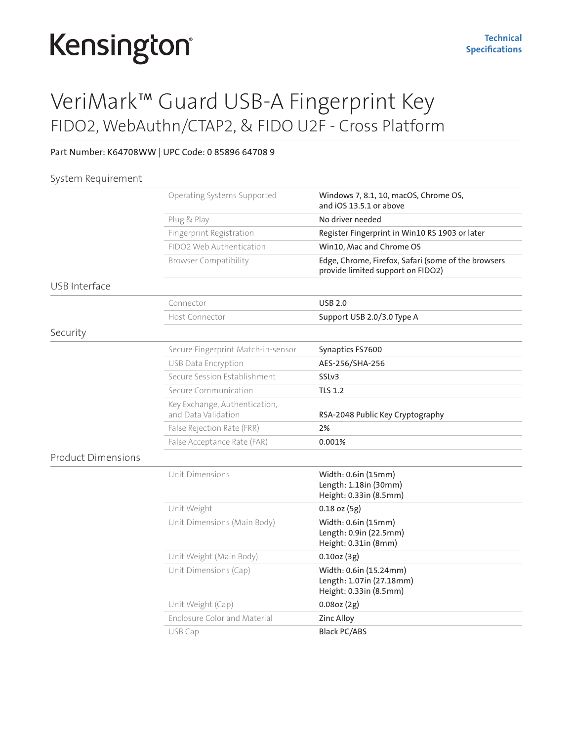Kensington

**Technical Specifications**

# VeriMark™ Guard USB-A Fingerprint Key

## FIDO2, WebAuthn/CTAP2, & FIDO U2F - Cross Platform

**Part Number: K64708WW | UPC Code: 0 85896 64708 9**

### System Requirement

| | |
|---|---|
| Operating Systems Supported | Windows 7, 8.1, 10, macOS, Chrome OS, and iOS 13.5.1 or above |
| Plug & Play | No driver needed |
| Fingerprint Registration | Register Fingerprint in Win10 RS 1903 or later |
| FIDO2 Web Authentication | Win10, Mac and Chrome OS |
| Browser Compatibility | Edge, Chrome, Firefox, Safari (some of the browsers provide limited support on FIDO2) |

### USB Interface

| | |
|---|---|
| Connector | USB 2.0 |
| Host Connector | Support USB 2.0/3.0 Type A |

### Security

| | |
|---|---|
| Secure Fingerprint Match-in-sensor | Synaptics FS7600 |
| USB Data Encryption | AES-256/SHA-256 |
| Secure Session Establishment | SSLv3 |
| Secure Communication | TLS 1.2 |
| Key Exchange, Authentication, and Data Validation | RSA-2048 Public Key Cryptography |
| False Rejection Rate (FRR) | 2% |
| False Acceptance Rate (FAR) | 0.001% |

### Product Dimensions

| | |
|---|---|
| Unit Dimensions | Width: 0.6in (15mm)<br>Length: 1.18in (30mm)<br>Height: 0.33in (8.5mm) |
| Unit Weight | 0.18 oz (5g) |
| Unit Dimensions (Main Body) | Width: 0.6in (15mm)<br>Length: 0.9in (22.5mm)<br>Height: 0.31in (8mm) |
| Unit Weight (Main Body) | 0.10oz (3g) |
| Unit Dimensions (Cap) | Width: 0.6in (15.24mm)<br>Length: 1.07in (27.18mm)<br>Height: 0.33in (8.5mm) |
| Unit Weight (Cap) | 0.08oz (2g) |
| Enclosure Color and Material | Zinc Alloy |
| USB Cap | Black PC/ABS |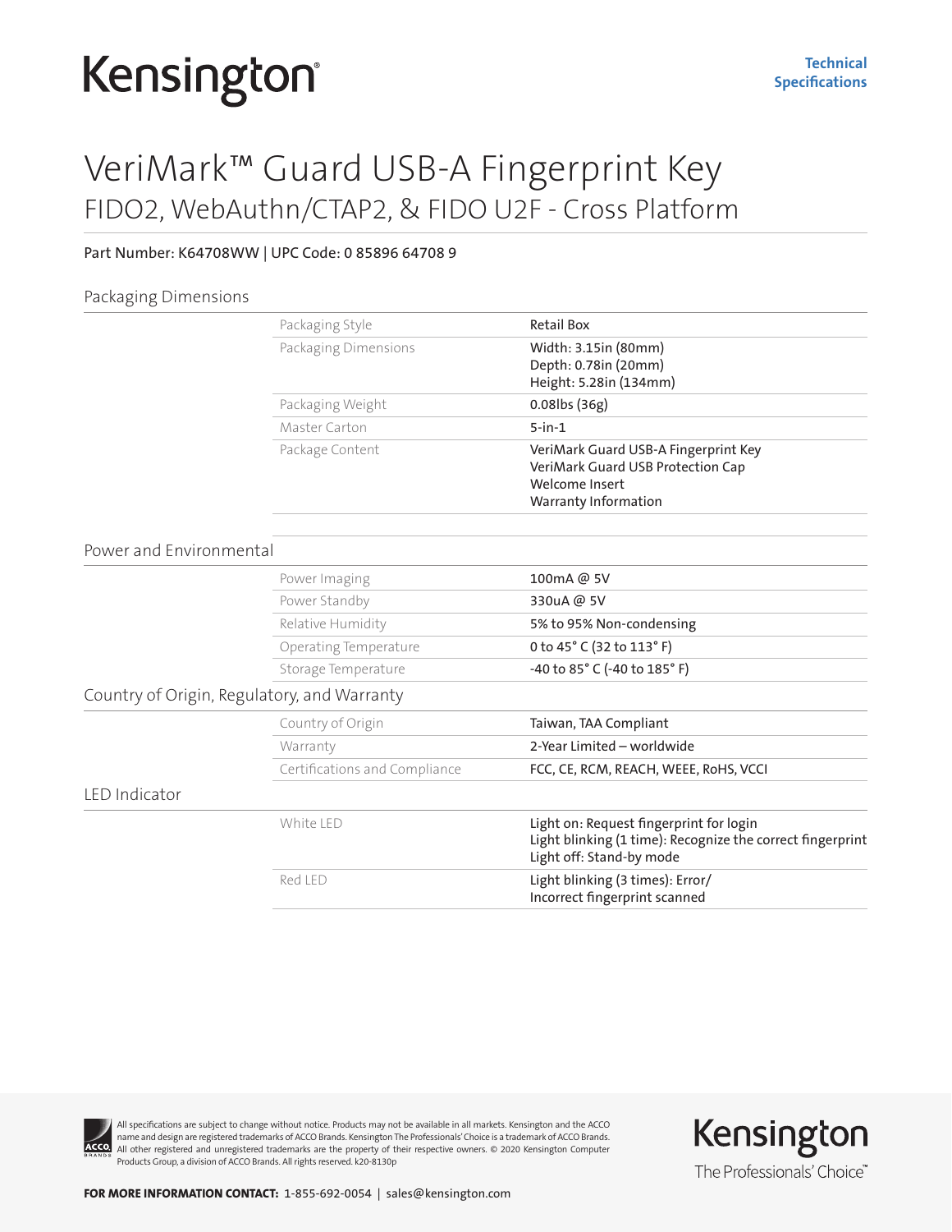# VeriMark™ Guard USB-A Fingerprint Key

## FIDO2, WebAuthn/CTAP2, & FIDO U2F - Cross Platform

**Part Number: K64708WW | UPC Code: 0 85896 64708 9**

### Packaging Dimensions

| | |
|---|---|
| Packaging Style | Retail Box |
| Packaging Dimensions | Width: 3.15in (80mm)<br>Depth: 0.78in (20mm)<br>Height: 5.28in (134mm) |
| Packaging Weight | 0.08lbs (36g) |
| Master Carton | 5-in-1 |
| Package Content | VeriMark Guard USB-A Fingerprint Key<br>VeriMark Guard USB Protection Cap<br>Welcome Insert<br>Warranty Information |

### Power and Environmental

| | |
|---|---|
| Power Imaging | 100mA @ 5V |
| Power Standby | 330uA @ 5V |
| Relative Humidity | 5% to 95% Non-condensing |
| Operating Temperature | 0 to 45° C (32 to 113° F) |
| Storage Temperature | -40 to 85° C (-40 to 185° F) |

### Country of Origin, Regulatory, and Warranty

| | |
|---|---|
| Country of Origin | Taiwan, TAA Compliant |
| Warranty | 2-Year Limited – worldwide |
| Certifications and Compliance | FCC, CE, RCM, REACH, WEEE, RoHS, VCCI |

### LED Indicator

| | |
|---|---|
| White LED | Light on: Request fingerprint for login<br>Light blinking (1 time): Recognize the correct fingerprint<br>Light off: Stand-by mode |
| Red LED | Light blinking (3 times): Error/<br>Incorrect fingerprint scanned |

All specifications are subject to change without notice. Products may not be available in all markets. Kensington and the ACCO name and design are registered trademarks of ACCO Brands. Kensington The Professionals' Choice is a trademark of ACCO Brands. All other registered and unregistered trademarks are the property of their respective owners. © 2020 Kensington Computer Products Group, a division of ACCO Brands. All rights reserved. k20-8130p

Kensington
The Professionals' Choice™

**FOR MORE INFORMATION CONTACT:** 1-855-692-0054 | sales@kensington.com